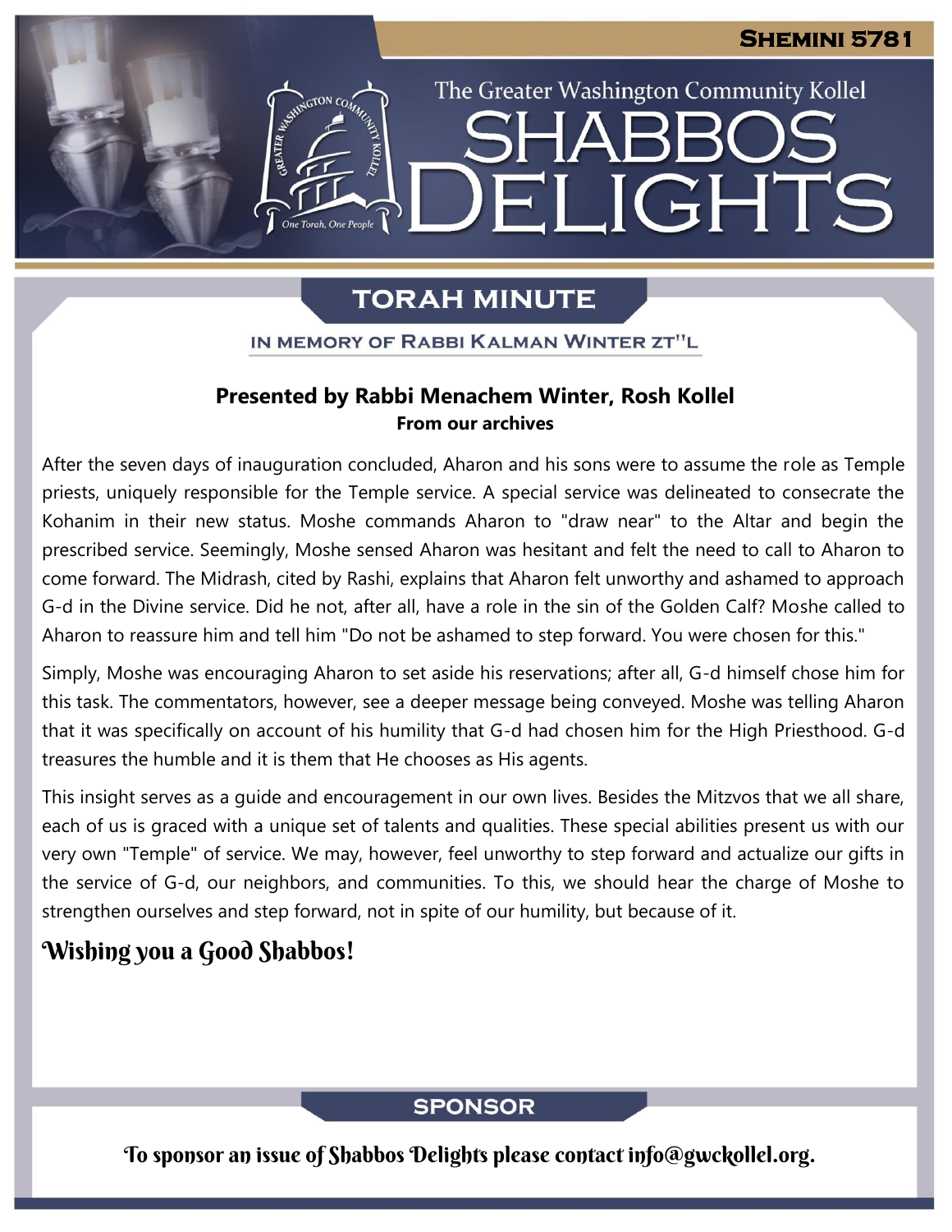# Shemini 5781

The Greater Washington Community Kollel

# Shabbos Delights

## TORAH MINUTE

IN MEMORY OF RABBI KALMAN WINTER ZT"L

**Presented by Rabbi Menachem Winter, Rosh Kollel**
**From our archives**

After the seven days of inauguration concluded, Aharon and his sons were to assume the role as Temple priests, uniquely responsible for the Temple service. A special service was delineated to consecrate the Kohanim in their new status. Moshe commands Aharon to "draw near" to the Altar and begin the prescribed service. Seemingly, Moshe sensed Aharon was hesitant and felt the need to call to Aharon to come forward. The Midrash, cited by Rashi, explains that Aharon felt unworthy and ashamed to approach G-d in the Divine service. Did he not, after all, have a role in the sin of the Golden Calf? Moshe called to Aharon to reassure him and tell him "Do not be ashamed to step forward. You were chosen for this."

Simply, Moshe was encouraging Aharon to set aside his reservations; after all, G-d himself chose him for this task. The commentators, however, see a deeper message being conveyed. Moshe was telling Aharon that it was specifically on account of his humility that G-d had chosen him for the High Priesthood. G-d treasures the humble and it is them that He chooses as His agents.

This insight serves as a guide and encouragement in our own lives. Besides the Mitzvos that we all share, each of us is graced with a unique set of talents and qualities. These special abilities present us with our very own "Temple" of service. We may, however, feel unworthy to step forward and actualize our gifts in the service of G-d, our neighbors, and communities. To this, we should hear the charge of Moshe to strengthen ourselves and step forward, not in spite of our humility, but because of it.

### Wishing you a Good Shabbos!

## SPONSOR

To sponsor an issue of Shabbos Delights please contact info@gwckollel.org.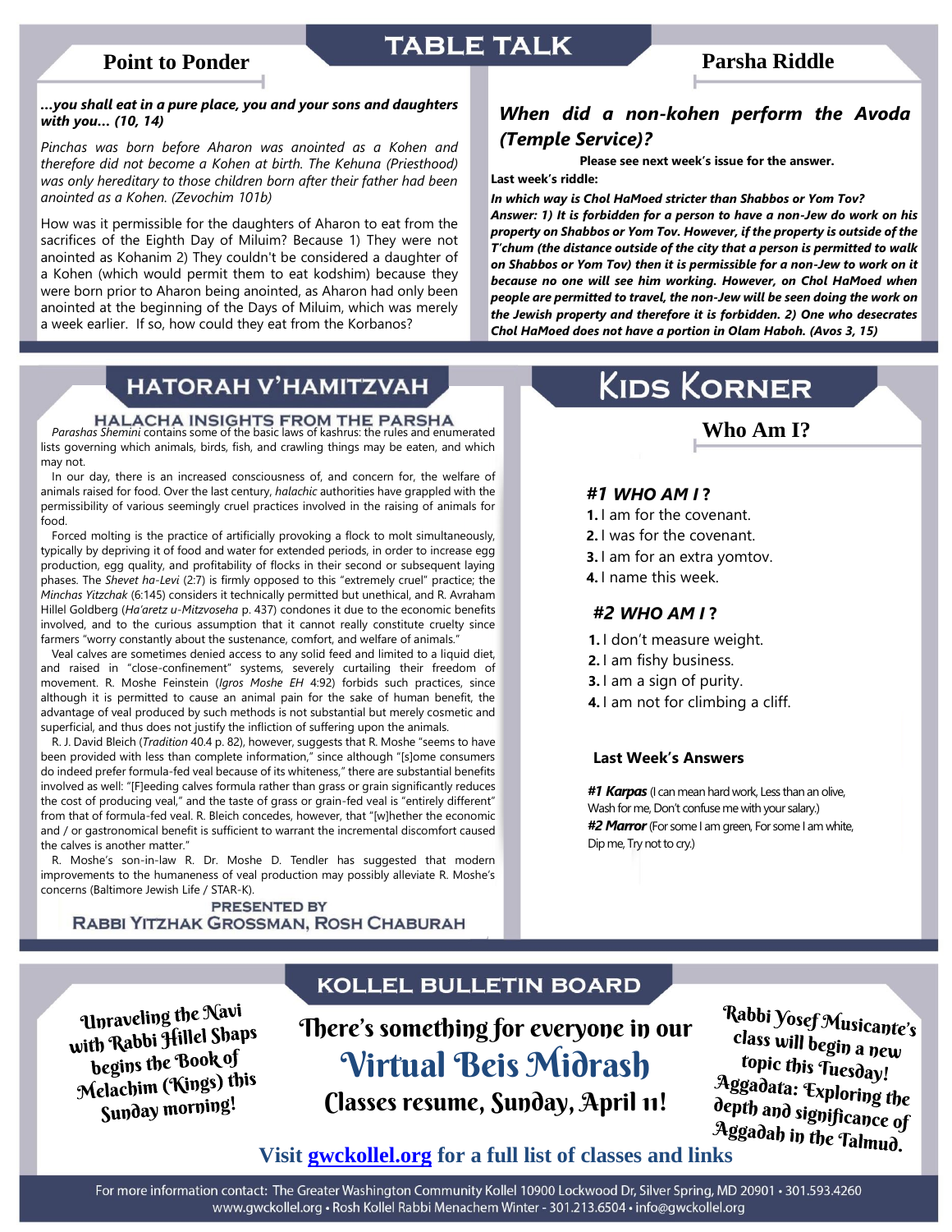# TABLE TALK

## Point to Ponder

***...you shall eat in a pure place, you and your sons and daughters with you... (10, 14)***

*Pinchas was born before Aharon was anointed as a Kohen and therefore did not become a Kohen at birth. The Kehuna (Priesthood) was only hereditary to those children born after their father had been anointed as a Kohen. (Zevochim 101b)*

How was it permissible for the daughters of Aharon to eat from the sacrifices of the Eighth Day of Miluim? Because 1) They were not anointed as Kohanim 2) They couldn't be considered a daughter of a Kohen (which would permit them to eat kodshim) because they were born prior to Aharon being anointed, as Aharon had only been anointed at the beginning of the Days of Miluim, which was merely a week earlier. If so, how could they eat from the Korbanos?

## Parsha Riddle

***When did a non-kohen perform the Avoda (Temple Service)?***

**Please see next week's issue for the answer.**

**Last week's riddle:**

***In which way is Chol HaMoed stricter than Shabbos or Yom Tov?***

***Answer: 1) It is forbidden for a person to have a non-Jew do work on his property on Shabbos or Yom Tov. However, if the property is outside of the T'chum (the distance outside of the city that a person is permitted to walk on Shabbos or Yom Tov) then it is permissible for a non-Jew to work on it because no one will see him working. However, on Chol HaMoed when people are permitted to travel, the non-Jew will be seen doing the work on the Jewish property and therefore it is forbidden. 2) One who desecrates Chol HaMoed does not have a portion in Olam Haboh. (Avos 3, 15)***

# HATORAH V'HAMITZVAH

## HALACHA INSIGHTS FROM THE PARSHA

*Parashas Shemini* contains some of the basic laws of kashrus: the rules and enumerated lists governing which animals, birds, fish, and crawling things may be eaten, and which may not.

In our day, there is an increased consciousness of, and concern for, the welfare of animals raised for food. Over the last century, *halachic* authorities have grappled with the permissibility of various seemingly cruel practices involved in the raising of animals for food.

Forced molting is the practice of artificially provoking a flock to molt simultaneously, typically by depriving it of food and water for extended periods, in order to increase egg production, egg quality, and profitability of flocks in their second or subsequent laying phases. The *Shevet ha-Levi* (2:7) is firmly opposed to this "extremely cruel" practice; the *Minchas Yitzchak* (6:145) considers it technically permitted but unethical, and R. Avraham Hillel Goldberg (*Ha'aretz u-Mitzvoseha* p. 437) condones it due to the economic benefits involved, and to the curious assumption that it cannot really constitute cruelty since farmers "worry constantly about the sustenance, comfort, and welfare of animals."

Veal calves are sometimes denied access to any solid feed and limited to a liquid diet, and raised in "close-confinement" systems, severely curtailing their freedom of movement. R. Moshe Feinstein (*Igros Moshe EH* 4:92) forbids such practices, since although it is permitted to cause an animal pain for the sake of human benefit, the advantage of veal produced by such methods is not substantial but merely cosmetic and superficial, and thus does not justify the infliction of suffering upon the animals.

R. J. David Bleich (*Tradition* 40.4 p. 82), however, suggests that R. Moshe "seems to have been provided with less than complete information," since although "[s]ome consumers do indeed prefer formula-fed veal because of its whiteness," there are substantial benefits involved as well: "[F]eeding calves formula rather than grass or grain significantly reduces the cost of producing veal," and the taste of grass or grain-fed veal is "entirely different" from that of formula-fed veal. R. Bleich concedes, however, that "[w]hether the economic and / or gastronomical benefit is sufficient to warrant the incremental discomfort caused the calves is another matter."

R. Moshe's son-in-law R. Dr. Moshe D. Tendler has suggested that modern improvements to the humaneness of veal production may possibly alleviate R. Moshe's concerns (Baltimore Jewish Life / STAR-K).

PRESENTED BY
RABBI YITZHAK GROSSMAN, ROSH CHABURAH

# KIDS KORNER

## Who Am I?

### *#1 WHO AM I ?*

1. I am for the covenant.
2. I was for the covenant.
3. I am for an extra yomtov.
4. I name this week.

### *#2 WHO AM I ?*

1. I don't measure weight.
2. I am fishy business.
3. I am a sign of purity.
4. I am not for climbing a cliff.

**Last Week's Answers**

***#1 Karpas*** (I can mean hard work, Less than an olive, Wash for me, Don't confuse me with your salary.)
***#2 Marror*** (For some I am green, For some I am white, Dip me, Try not to cry.)

# KOLLEL BULLETIN BOARD

Unraveling the Navi with Rabbi Hillel Shaps begins the Book of Melachim (Kings) this Sunday morning!

There's something for everyone in our
**Virtual Beis Midrash**
Classes resume, Sunday, April 11!

Rabbi Yosef Musicante's class will begin a new topic this Tuesday! Aggadata: Exploring the depth and significance of Aggadah in the Talmud.

**Visit gwckollel.org for a full list of classes and links**

For more information contact: The Greater Washington Community Kollel 10900 Lockwood Dr, Silver Spring, MD 20901 • 301.593.4260
www.gwckollel.org • Rosh Kollel Rabbi Menachem Winter - 301.213.6504 • info@gwckollel.org